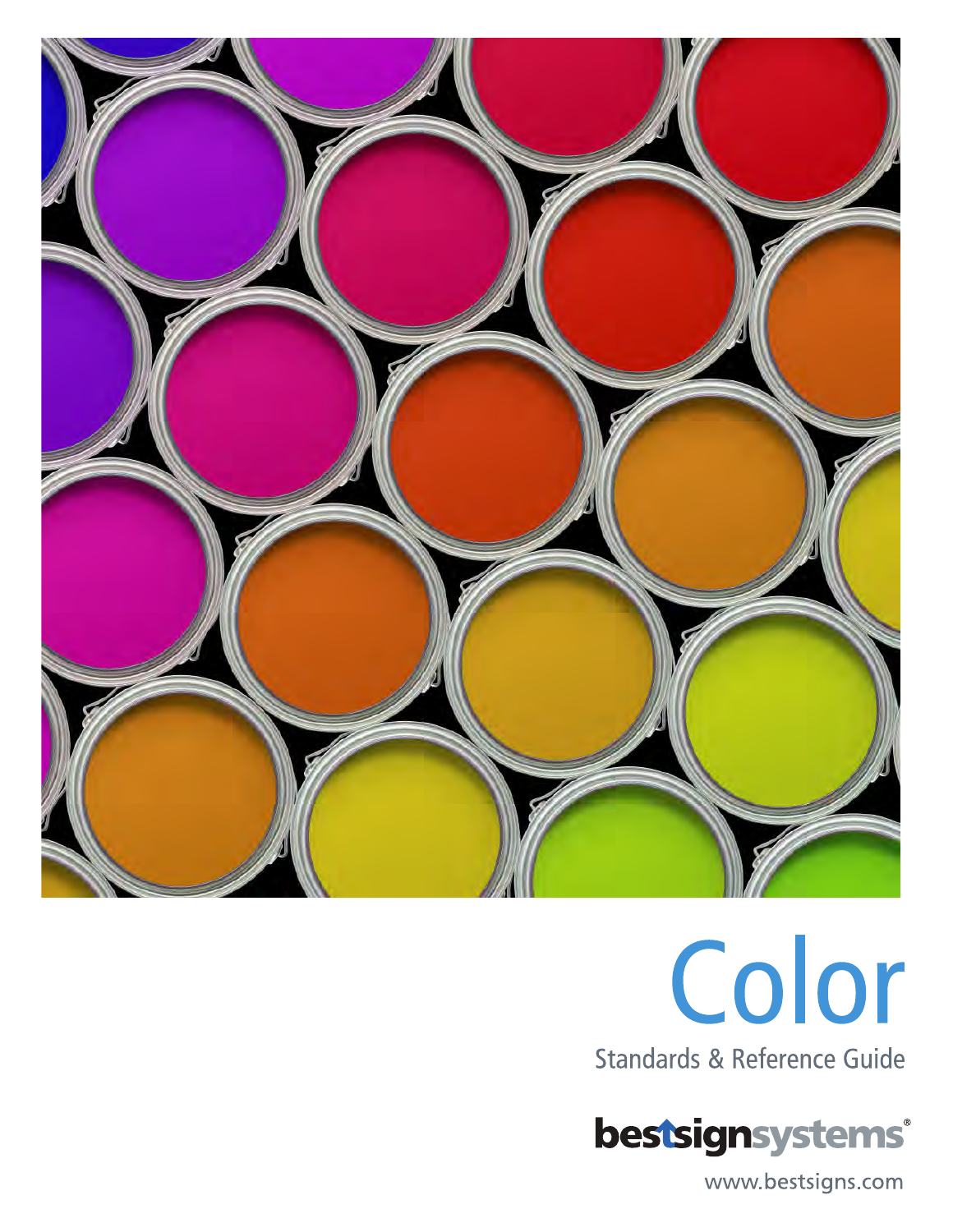# Color

Standards & Reference Guide

bestsignsystems®

www.bestsigns.com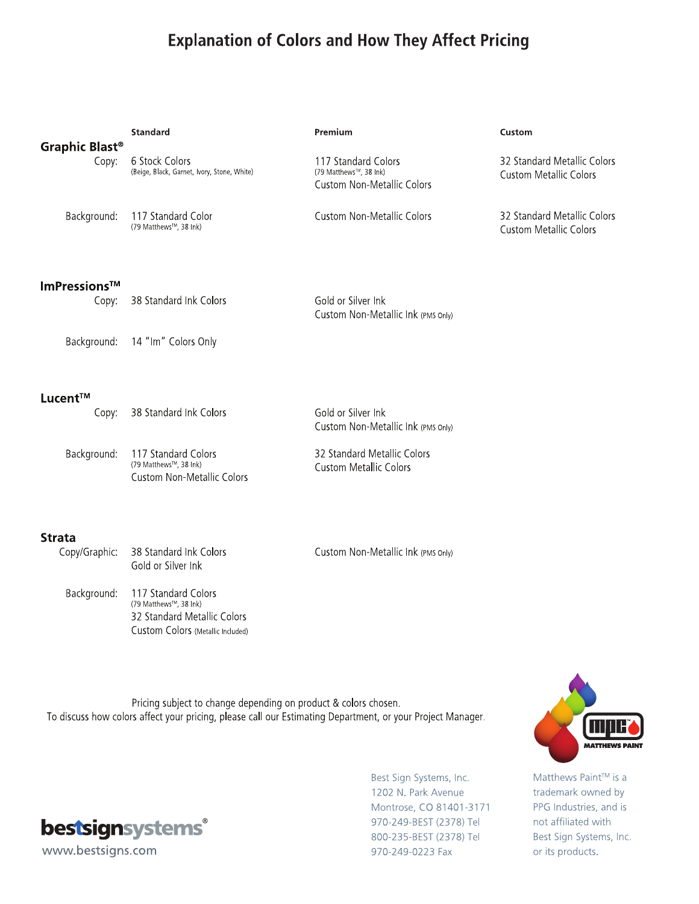# Explanation of Colors and How They Affect Pricing

| | | Standard | Premium | Custom |
|---|---|---|---|---|
| **Graphic Blast®** | Copy: | 6 Stock Colors (Beige, Black, Garnet, Ivory, Stone, White) | 117 Standard Colors (79 Matthews™, 38 Ink) Custom Non-Metallic Colors | 32 Standard Metallic Colors Custom Metallic Colors |
| | Background: | 117 Standard Color (79 Matthews™, 38 Ink) | Custom Non-Metallic Colors | 32 Standard Metallic Colors Custom Metallic Colors |
| **ImPressions™** | Copy: | 38 Standard Ink Colors | Gold or Silver Ink Custom Non-Metallic Ink (PMS Only) | |
| | Background: | 14 "Im" Colors Only | | |
| **Lucent™** | Copy: | 38 Standard Ink Colors | Gold or Silver Ink Custom Non-Metallic Ink (PMS Only) | |
| | Background: | 117 Standard Colors (79 Matthews™, 38 Ink) Custom Non-Metallic Colors | 32 Standard Metallic Colors Custom Metallic Colors | |
| **Strata** | Copy/Graphic: | 38 Standard Ink Colors Gold or Silver Ink | Custom Non-Metallic Ink (PMS Only) | |
| | Background: | 117 Standard Colors (79 Matthews™, 38 Ink) 32 Standard Metallic Colors Custom Colors (Metallic Included) | | |

Pricing subject to change depending on product & colors chosen.
To discuss how colors affect your pricing, please call our Estimating Department, or your Project Manager.

MPC MATTHEWS PAINT

bestsignsystems®
www.bestsigns.com

Best Sign Systems, Inc.
1202 N. Park Avenue
Montrose, CO 81401-3171
970-249-BEST (2378) Tel
800-235-BEST (2378) Tel
970-249-0223 Fax

Matthews Paint™ is a trademark owned by PPG Industries, and is not affiliated with Best Sign Systems, Inc. or its products.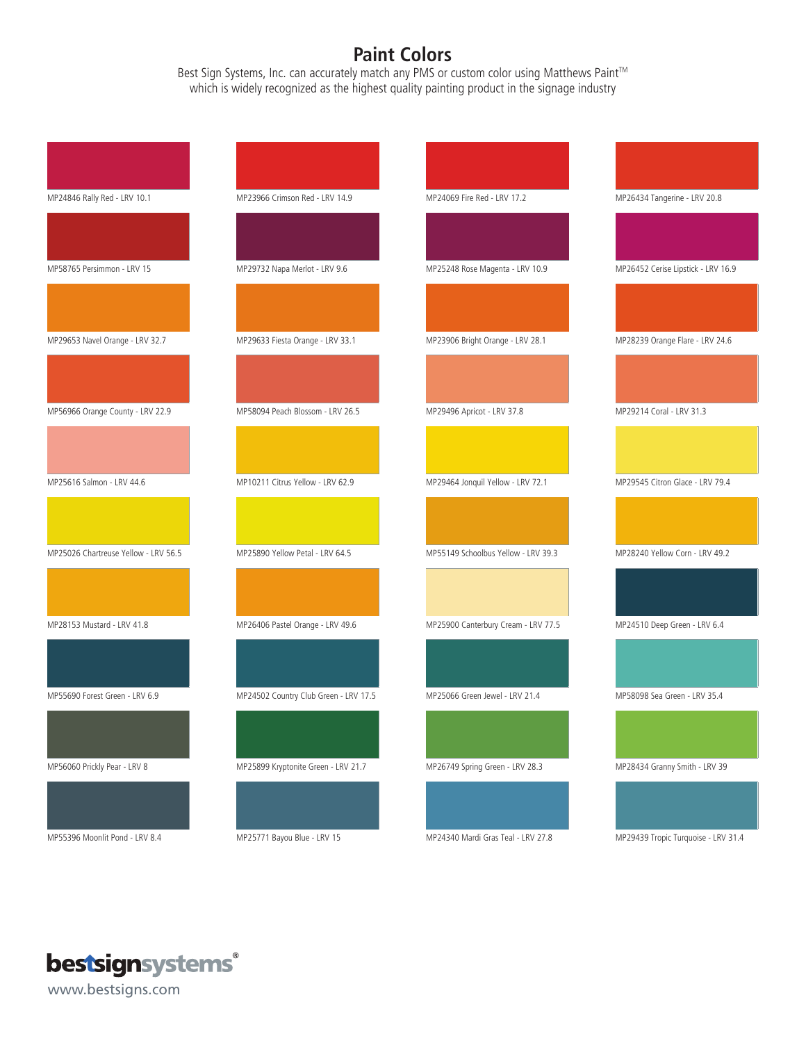# Paint Colors

Best Sign Systems, Inc. can accurately match any PMS or custom color using Matthews Paint™ which is widely recognized as the highest quality painting product in the signage industry

MP24846 Rally Red - LRV 10.1

MP23966 Crimson Red - LRV 14.9

MP24069 Fire Red - LRV 17.2

MP26434 Tangerine - LRV 20.8

MP58765 Persimmon - LRV 15

MP29732 Napa Merlot - LRV 9.6

MP25248 Rose Magenta - LRV 10.9

MP26452 Cerise Lipstick - LRV 16.9

MP29653 Navel Orange - LRV 32.7

MP29633 Fiesta Orange - LRV 33.1

MP23906 Bright Orange - LRV 28.1

MP28239 Orange Flare - LRV 24.6

MP56966 Orange County - LRV 22.9

MP58094 Peach Blossom - LRV 26.5

MP29496 Apricot - LRV 37.8

MP29214 Coral - LRV 31.3

MP25616 Salmon - LRV 44.6

MP10211 Citrus Yellow - LRV 62.9

MP29464 Jonquil Yellow - LRV 72.1

MP29545 Citron Glace - LRV 79.4

MP25026 Chartreuse Yellow - LRV 56.5

MP25890 Yellow Petal - LRV 64.5

MP55149 Schoolbus Yellow - LRV 39.3

MP28240 Yellow Corn - LRV 49.2

MP28153 Mustard - LRV 41.8

MP26406 Pastel Orange - LRV 49.6

MP25900 Canterbury Cream - LRV 77.5

MP24510 Deep Green - LRV 6.4

MP55690 Forest Green - LRV 6.9

MP24502 Country Club Green - LRV 17.5

MP25066 Green Jewel - LRV 21.4

MP58098 Sea Green - LRV 35.4

MP56060 Prickly Pear - LRV 8

MP25899 Kryptonite Green - LRV 21.7

MP26749 Spring Green - LRV 28.3

MP28434 Granny Smith - LRV 39

MP55396 Moonlit Pond - LRV 8.4

MP25771 Bayou Blue - LRV 15

MP24340 Mardi Gras Teal - LRV 27.8

MP29439 Tropic Turquoise - LRV 31.4

bestsignsystems®

www.bestsigns.com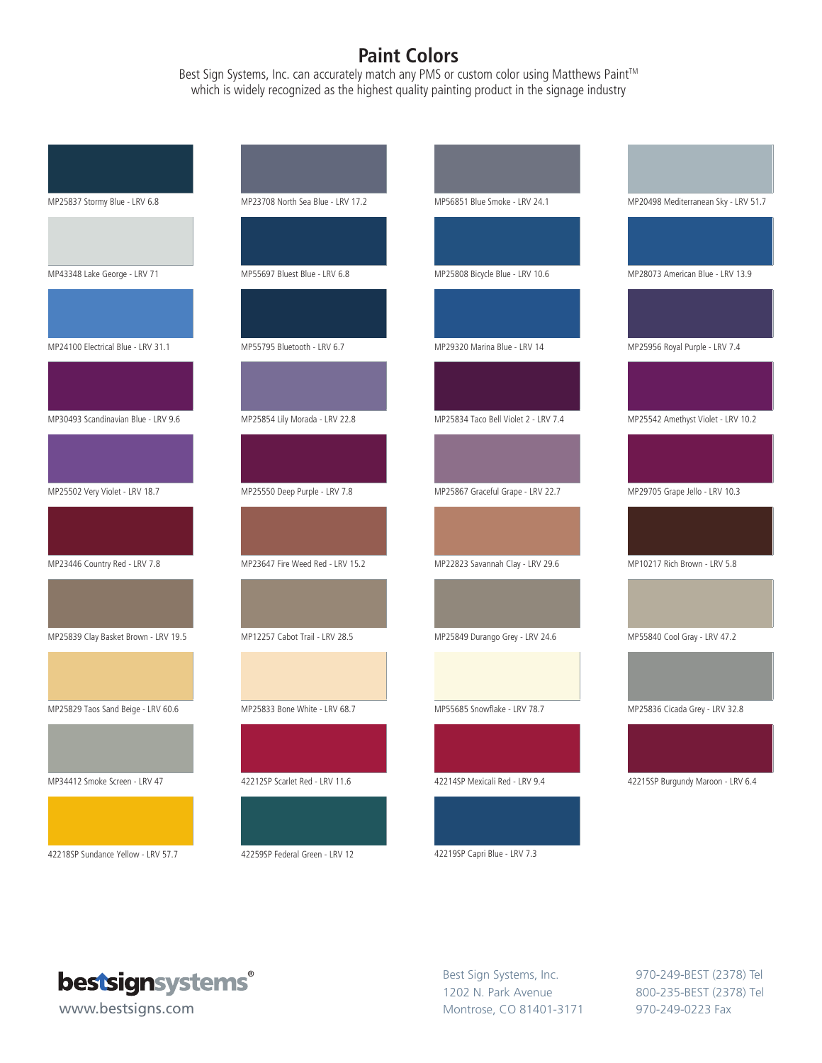# Paint Colors

Best Sign Systems, Inc. can accurately match any PMS or custom color using Matthews Paint™ which is widely recognized as the highest quality painting product in the signage industry

MP25837 Stormy Blue - LRV 6.8

MP23708 North Sea Blue - LRV 17.2

MP56851 Blue Smoke - LRV 24.1

MP20498 Mediterranean Sky - LRV 51.7

MP43348 Lake George - LRV 71

MP55697 Bluest Blue - LRV 6.8

MP25808 Bicycle Blue - LRV 10.6

MP28073 American Blue - LRV 13.9

MP24100 Electrical Blue - LRV 31.1

MP55795 Bluetooth - LRV 6.7

MP29320 Marina Blue - LRV 14

MP25956 Royal Purple - LRV 7.4

MP30493 Scandinavian Blue - LRV 9.6

MP25854 Lily Morada - LRV 22.8

MP25834 Taco Bell Violet 2 - LRV 7.4

MP25542 Amethyst Violet - LRV 10.2

MP25502 Very Violet - LRV 18.7

MP25550 Deep Purple - LRV 7.8

MP25867 Graceful Grape - LRV 22.7

MP29705 Grape Jello - LRV 10.3

MP23446 Country Red - LRV 7.8

MP23647 Fire Weed Red - LRV 15.2

MP22823 Savannah Clay - LRV 29.6

MP10217 Rich Brown - LRV 5.8

MP25839 Clay Basket Brown - LRV 19.5

MP12257 Cabot Trail - LRV 28.5

MP25849 Durango Grey - LRV 24.6

MP55840 Cool Gray - LRV 47.2

MP25829 Taos Sand Beige - LRV 60.6

MP25833 Bone White - LRV 68.7

MP55685 Snowflake - LRV 78.7

MP25836 Cicada Grey - LRV 32.8

MP34412 Smoke Screen - LRV 47

42212SP Scarlet Red - LRV 11.6

42214SP Mexicali Red - LRV 9.4

42215SP Burgundy Maroon - LRV 6.4

42218SP Sundance Yellow - LRV 57.7

42259SP Federal Green - LRV 12

42219SP Capri Blue - LRV 7.3

bestsignsystems®
www.bestsigns.com

Best Sign Systems, Inc.
1202 N. Park Avenue
Montrose, CO 81401-3171

970-249-BEST (2378) Tel
800-235-BEST (2378) Tel
970-249-0223 Fax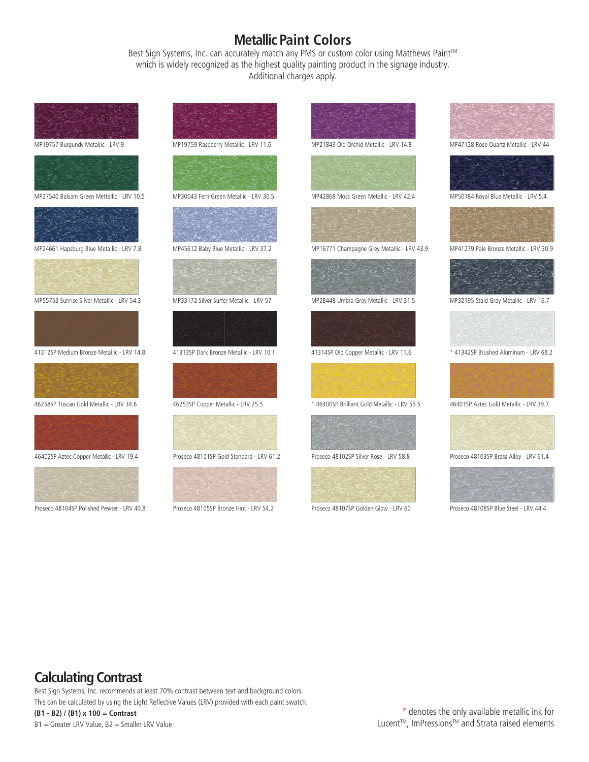# Metallic Paint Colors

Best Sign Systems, Inc. can accurately match any PMS or custom color using Matthews Paint™ which is widely recognized as the highest quality painting product in the signage industry. Additional charges apply.

MP19757 Burgundy Metallic - LRV 9

MP19759 Raspberry Metallic - LRV 11.6

MP21843 Old Orchid Metallic - LRV 14.8

MP47128 Rose Quartz Metallic - LRV 44

MP27540 Balsam Green Mettallic - LRV 10.5

MP30043 Fern Green Metallic - LRV 30.5

MP42868 Moss Green Metallic - LRV 42.4

MP50184 Royal Blue Metallic - LRV 5.4

MP24661 Hapsburg Blue Metallic - LRV 7.8

MP45612 Baby Blue Metallic - LRV 37.2

MP16771 Champagne Grey Metallic - LRV 43.9

MP41279 Pale Bronze Metallic - LRV 30.9

MP55753 Sunrise Silver Metallic - LRV 54.3

MP33172 Silver Surfer Metallic - LRV 57

MP28448 Umbra Grey Metallic - LRV 31.5

MP32195 Staid Gray Metallic - LRV 16.7

41312SP Medium Bronze Metallic - LRV 14.8

41313SP Dark Bronze Metallic - LRV 10.1

41314SP Old Copper Metallic - LRV 11.6

* 41342SP Brushed Aluminum - LRV 68.2

46258SP Tuscan Gold Metallic - LRV 34.6

46253SP Copper Metallic - LRV 25.5

* 46400SP Brilliant Gold Metallic - LRV 55.5

46401SP Aztec Gold Metallic - LRV 39.7

46402SP Aztec Copper Metallic - LRV 19.4

Proseco 48101SP Gold Standard - LRV 61.2

Proseco 48102SP Silver Rose - LRV 58.8

Proseco 48103SP Brass Alloy - LRV 61.4

Proseco 48104SP Polished Pewter - LRV 40.8

Proseco 48105SP Bronze Hint - LRV 54.2

Proseco 48107SP Golden Glow - LRV 60

Proseco 48108SP Blue Steel - LRV 44.4

## Calculating Contrast

Best Sign Systems, Inc. recommends at least 70% contrast between text and background colors. This can be calculated by using the Light Reflective Values (LRV) provided with each paint swatch.

**(B1 - B2) / (B1) x 100 = Contrast**

B1 = Greater LRV Value, B2 = Smaller LRV Value

* denotes the only available metallic ink for Lucent™, ImPressions™ and Strata raised elements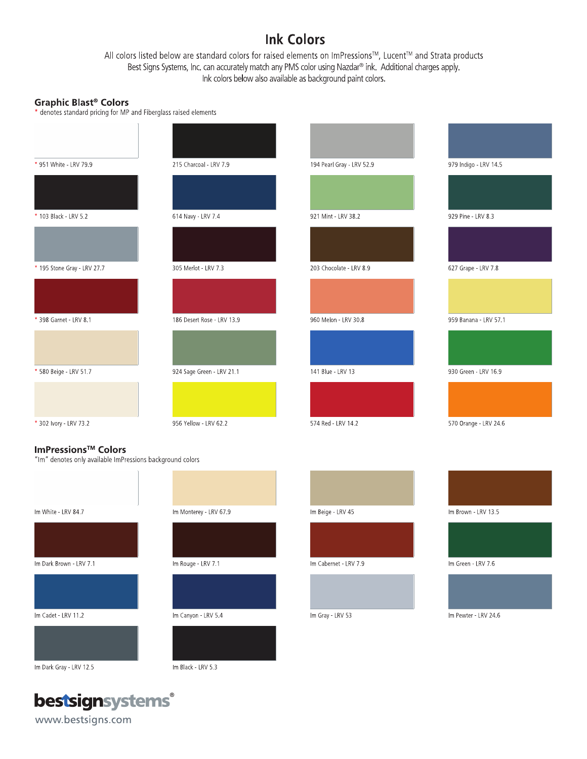# Ink Colors

All colors listed below are standard colors for raised elements on ImPressions™, Lucent™ and Strata products
Best Signs Systems, Inc. can accurately match any PMS color using Nazdar® ink. Additional charges apply.
Ink colors below also available as background paint colors.

## Graphic Blast® Colors

* denotes standard pricing for MP and Fiberglass raised elements

* 951 White - LRV 79.9

215 Charcoal - LRV 7.9

194 Pearl Gray - LRV 52.9

979 Indigo - LRV 14.5

* 103 Black - LRV 5.2

614 Navy - LRV 7.4

921 Mint - LRV 38.2

929 Pine - LRV 8.3

* 195 Stone Gray - LRV 27.7

305 Merlot - LRV 7.3

203 Chocolate - LRV 8.9

627 Grape - LRV 7.8

* 398 Garnet - LRV 8.1

186 Desert Rose - LRV 13.9

960 Melon - LRV 30.8

959 Banana - LRV 57.1

* 580 Beige - LRV 51.7

924 Sage Green - LRV 21.1

141 Blue - LRV 13

930 Green - LRV 16.9

* 302 Ivory - LRV 73.2

956 Yellow - LRV 62.2

574 Red - LRV 14.2

570 Orange - LRV 24.6

## ImPressions™ Colors

"Im" denotes only available ImPressions background colors

Im White - LRV 84.7

Im Monterey - LRV 67.9

Im Beige - LRV 45

Im Brown - LRV 13.5

Im Dark Brown - LRV 7.1

Im Rouge - LRV 7.1

Im Cabernet - LRV 7.9

Im Green - LRV 7.6

Im Cadet - LRV 11.2

Im Canyon - LRV 5.4

Im Gray - LRV 53

Im Pewter - LRV 24.6

Im Dark Gray - LRV 12.5

Im Black - LRV 5.3

bestsignsystems®
www.bestsigns.com